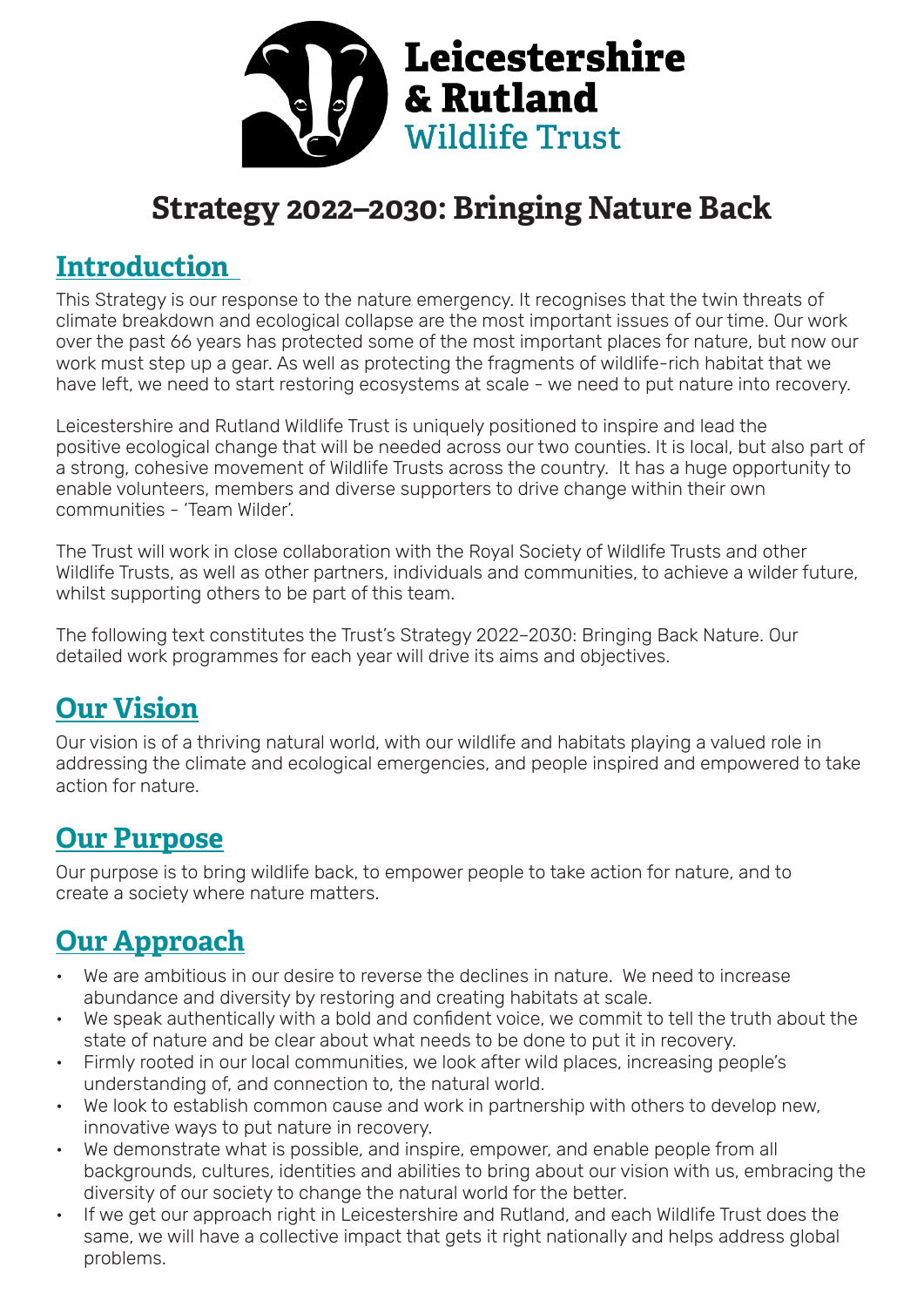Leicestershire & Rutland Wildlife Trust

# Strategy 2022–2030: Bringing Nature Back

## Introduction

This Strategy is our response to the nature emergency. It recognises that the twin threats of climate breakdown and ecological collapse are the most important issues of our time. Our work over the past 66 years has protected some of the most important places for nature, but now our work must step up a gear. As well as protecting the fragments of wildlife-rich habitat that we have left, we need to start restoring ecosystems at scale - we need to put nature into recovery.

Leicestershire and Rutland Wildlife Trust is uniquely positioned to inspire and lead the positive ecological change that will be needed across our two counties. It is local, but also part of a strong, cohesive movement of Wildlife Trusts across the country. It has a huge opportunity to enable volunteers, members and diverse supporters to drive change within their own communities - 'Team Wilder'.

The Trust will work in close collaboration with the Royal Society of Wildlife Trusts and other Wildlife Trusts, as well as other partners, individuals and communities, to achieve a wilder future, whilst supporting others to be part of this team.

The following text constitutes the Trust's Strategy 2022–2030: Bringing Back Nature. Our detailed work programmes for each year will drive its aims and objectives.

## Our Vision

Our vision is of a thriving natural world, with our wildlife and habitats playing a valued role in addressing the climate and ecological emergencies, and people inspired and empowered to take action for nature.

## Our Purpose

Our purpose is to bring wildlife back, to empower people to take action for nature, and to create a society where nature matters.

## Our Approach

- We are ambitious in our desire to reverse the declines in nature. We need to increase abundance and diversity by restoring and creating habitats at scale.
- We speak authentically with a bold and confident voice, we commit to tell the truth about the state of nature and be clear about what needs to be done to put it in recovery.
- Firmly rooted in our local communities, we look after wild places, increasing people's understanding of, and connection to, the natural world.
- We look to establish common cause and work in partnership with others to develop new, innovative ways to put nature in recovery.
- We demonstrate what is possible, and inspire, empower, and enable people from all backgrounds, cultures, identities and abilities to bring about our vision with us, embracing the diversity of our society to change the natural world for the better.
- If we get our approach right in Leicestershire and Rutland, and each Wildlife Trust does the same, we will have a collective impact that gets it right nationally and helps address global problems.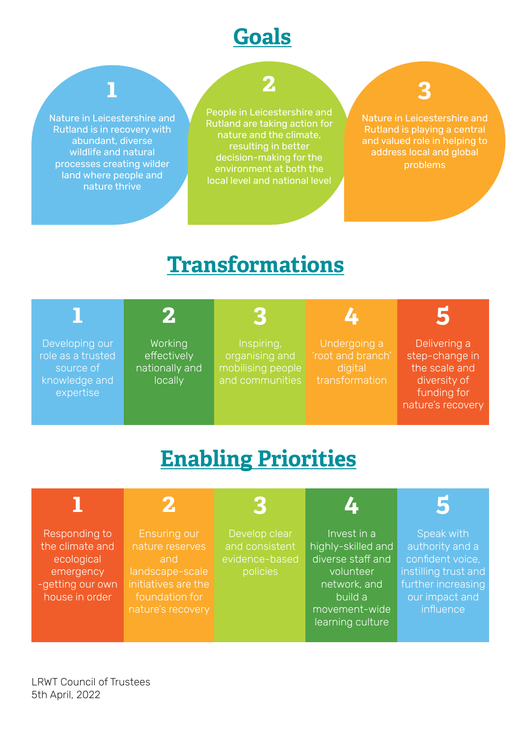## Goals

**1**

Nature in Leicestershire and Rutland is in recovery with abundant, diverse wildlife and natural processes creating wilder land where people and nature thrive

**2**

People in Leicestershire and Rutland are taking action for nature and the climate, resulting in better decision-making for the environment at both the local level and national level

**3**

Nature in Leicestershire and Rutland is playing a central and valued role in helping to address local and global problems

## Transformations

**1**

Developing our role as a trusted source of knowledge and expertise

**2**

Working effectively nationally and locally

**3**

Inspiring, organising and mobilising people and communities

**4**

Undergoing a 'root and branch' digital transformation

**5**

Delivering a step-change in the scale and diversity of funding for nature's recovery

## Enabling Priorities

**1**

Responding to the climate and ecological emergency -getting our own house in order

**2**

Ensuring our nature reserves and landscape-scale initiatives are the foundation for nature's recovery

**3**

Develop clear and consistent evidence-based policies

**4**

Invest in a highly-skilled and diverse staff and volunteer network, and build a movement-wide learning culture

**5**

Speak with authority and a confident voice, instilling trust and further increasing our impact and influence

LRWT Council of Trustees
5th April, 2022